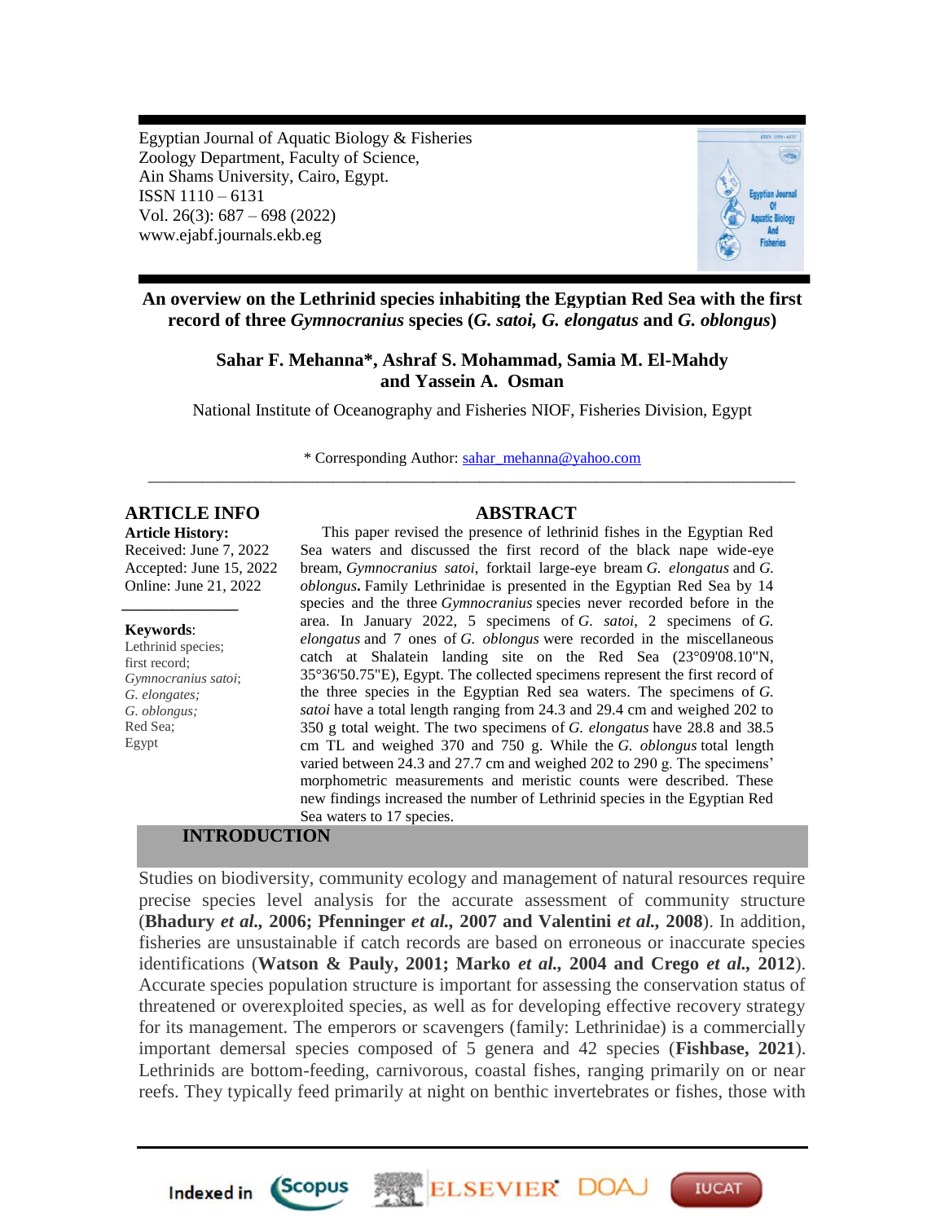Egyptian Journal of Aquatic Biology & Fisheries
Zoology Department, Faculty of Science,
Ain Shams University, Cairo, Egypt.
ISSN 1110 – 6131
Vol. 26(3): 687 – 698 (2022)
www.ejabf.journals.ekb.eg

# An overview on the Lethrinid species inhabiting the Egyptian Red Sea with the first record of three *Gymnocranius* species (*G. satoi, G. elongatus* and *G. oblongus*)

**Sahar F. Mehanna\*, Ashraf S. Mohammad, Samia M. El-Mahdy and Yassein A. Osman**

National Institute of Oceanography and Fisheries NIOF, Fisheries Division, Egypt

\* Corresponding Author: sahar_mehanna@yahoo.com

---

## ARTICLE INFO

**Article History:**
Received: June 7, 2022
Accepted: June 15, 2022
Online: June 21, 2022

**Keywords**:
Lethrinid species;
first record;
*Gymnocranius satoi*;
*G. elongates;*
*G. oblongus;*
Red Sea;
Egypt

## ABSTRACT

This paper revised the presence of lethrinid fishes in the Egyptian Red Sea waters and discussed the first record of the black nape wide-eye bream, *Gymnocranius satoi*, forktail large-eye bream *G. elongatus* and *G. oblongus***.** Family Lethrinidae is presented in the Egyptian Red Sea by 14 species and the three *Gymnocranius* species never recorded before in the area. In January 2022, 5 specimens of *G. satoi*, 2 specimens of *G. elongatus* and 7 ones of *G. oblongus* were recorded in the miscellaneous catch at Shalatein landing site on the Red Sea (23°09'08.10"N, 35°36'50.75"E), Egypt. The collected specimens represent the first record of the three species in the Egyptian Red sea waters. The specimens of *G. satoi* have a total length ranging from 24.3 and 29.4 cm and weighed 202 to 350 g total weight. The two specimens of *G. elongatus* have 28.8 and 38.5 cm TL and weighed 370 and 750 g. While the *G. oblongus* total length varied between 24.3 and 27.7 cm and weighed 202 to 290 g. The specimens' morphometric measurements and meristic counts were described. These new findings increased the number of Lethrinid species in the Egyptian Red Sea waters to 17 species.

## INTRODUCTION

Studies on biodiversity, community ecology and management of natural resources require precise species level analysis for the accurate assessment of community structure (**Bhadury *et al.*, 2006; Pfenninger *et al.*, 2007 and Valentini *et al.*, 2008**). In addition, fisheries are unsustainable if catch records are based on erroneous or inaccurate species identifications (**Watson & Pauly, 2001; Marko *et al.*, 2004 and Crego *et al.*, 2012**). Accurate species population structure is important for assessing the conservation status of threatened or overexploited species, as well as for developing effective recovery strategy for its management. The emperors or scavengers (family: Lethrinidae) is a commercially important demersal species composed of 5 genera and 42 species (**Fishbase, 2021**). Lethrinids are bottom-feeding, carnivorous, coastal fishes, ranging primarily on or near reefs. They typically feed primarily at night on benthic invertebrates or fishes, those with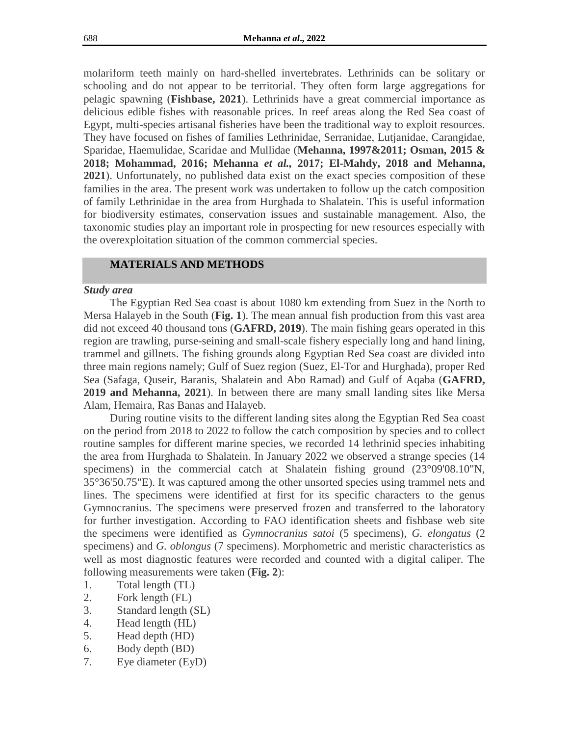molariform teeth mainly on hard-shelled invertebrates. Lethrinids can be solitary or schooling and do not appear to be territorial. They often form large aggregations for pelagic spawning (**Fishbase, 2021**). Lethrinids have a great commercial importance as delicious edible fishes with reasonable prices. In reef areas along the Red Sea coast of Egypt, multi-species artisanal fisheries have been the traditional way to exploit resources. They have focused on fishes of families Lethrinidae, Serranidae, Lutjanidae, Carangidae, Sparidae, Haemulidae, Scaridae and Mullidae (**Mehanna, 1997&2011; Osman, 2015 & 2018; Mohammad, 2016; Mehanna *et al.*, 2017; El-Mahdy, 2018 and Mehanna, 2021**). Unfortunately, no published data exist on the exact species composition of these families in the area. The present work was undertaken to follow up the catch composition of family Lethrinidae in the area from Hurghada to Shalatein. This is useful information for biodiversity estimates, conservation issues and sustainable management. Also, the taxonomic studies play an important role in prospecting for new resources especially with the overexploitation situation of the common commercial species.

## MATERIALS AND METHODS

***Study area***

The Egyptian Red Sea coast is about 1080 km extending from Suez in the North to Mersa Halayeb in the South (**Fig. 1**). The mean annual fish production from this vast area did not exceed 40 thousand tons (**GAFRD, 2019**). The main fishing gears operated in this region are trawling, purse-seining and small-scale fishery especially long and hand lining, trammel and gillnets. The fishing grounds along Egyptian Red Sea coast are divided into three main regions namely; Gulf of Suez region (Suez, El-Tor and Hurghada), proper Red Sea (Safaga, Quseir, Baranis, Shalatein and Abo Ramad) and Gulf of Aqaba (**GAFRD, 2019 and Mehanna, 2021**). In between there are many small landing sites like Mersa Alam, Hemaira, Ras Banas and Halayeb.

During routine visits to the different landing sites along the Egyptian Red Sea coast on the period from 2018 to 2022 to follow the catch composition by species and to collect routine samples for different marine species, we recorded 14 lethrinid species inhabiting the area from Hurghada to Shalatein. In January 2022 we observed a strange species (14 specimens) in the commercial catch at Shalatein fishing ground (23°09'08.10"N, 35°36'50.75"E). It was captured among the other unsorted species using trammel nets and lines. The specimens were identified at first for its specific characters to the genus Gymnocranius. The specimens were preserved frozen and transferred to the laboratory for further investigation. According to FAO identification sheets and fishbase web site the specimens were identified as *Gymnocranius satoi* (5 specimens), *G. elongatus* (2 specimens) and *G. oblongus* (7 specimens). Morphometric and meristic characteristics as well as most diagnostic features were recorded and counted with a digital caliper. The following measurements were taken (**Fig. 2**):

1. Total length (TL)
2. Fork length (FL)
3. Standard length (SL)
4. Head length (HL)
5. Head depth (HD)
6. Body depth (BD)
7. Eye diameter (EyD)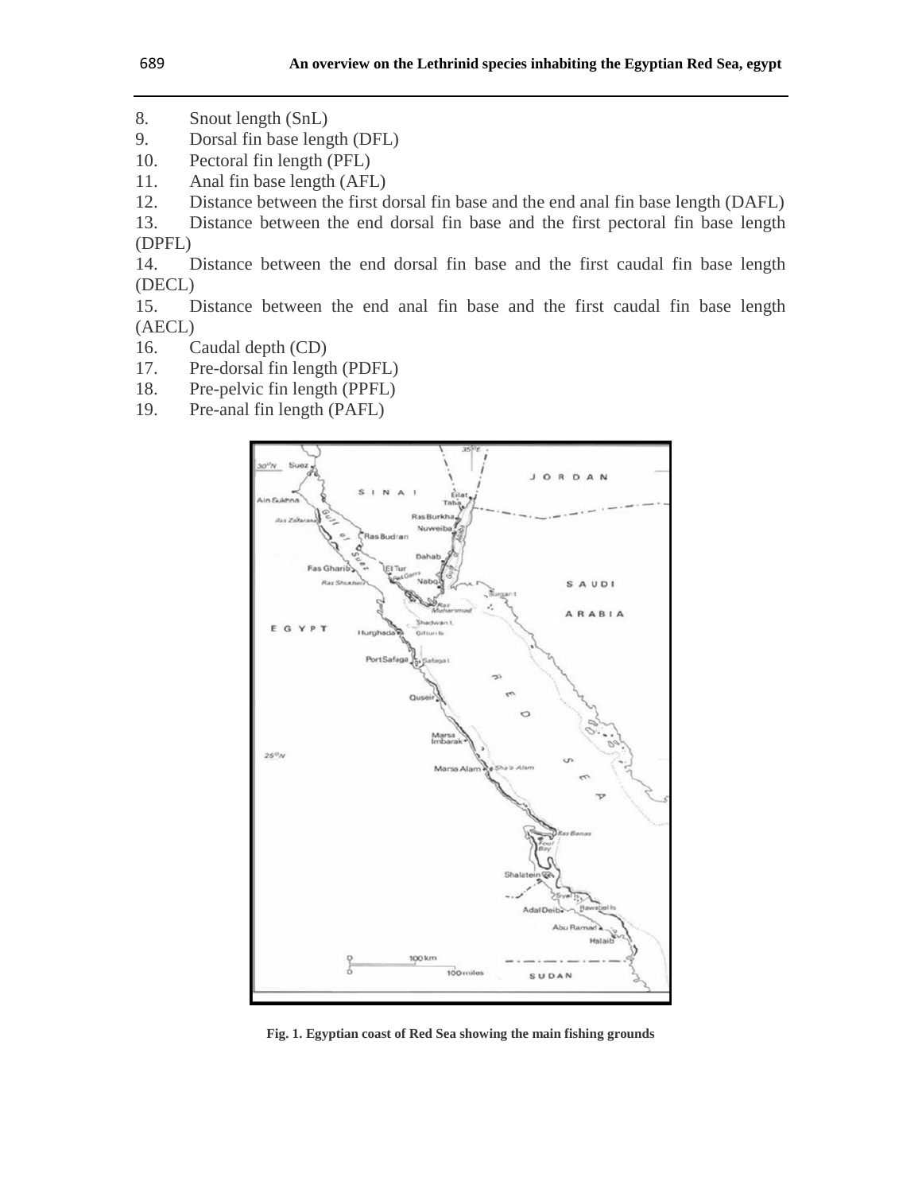8. Snout length (SnL)
9. Dorsal fin base length (DFL)
10. Pectoral fin length (PFL)
11. Anal fin base length (AFL)
12. Distance between the first dorsal fin base and the end anal fin base length (DAFL)
13. Distance between the end dorsal fin base and the first pectoral fin base length (DPFL)
14. Distance between the end dorsal fin base and the first caudal fin base length (DECL)
15. Distance between the end anal fin base and the first caudal fin base length (AECL)
16. Caudal depth (CD)
17. Pre-dorsal fin length (PDFL)
18. Pre-pelvic fin length (PPFL)
19. Pre-anal fin length (PAFL)

**Fig. 1. Egyptian coast of Red Sea showing the main fishing grounds**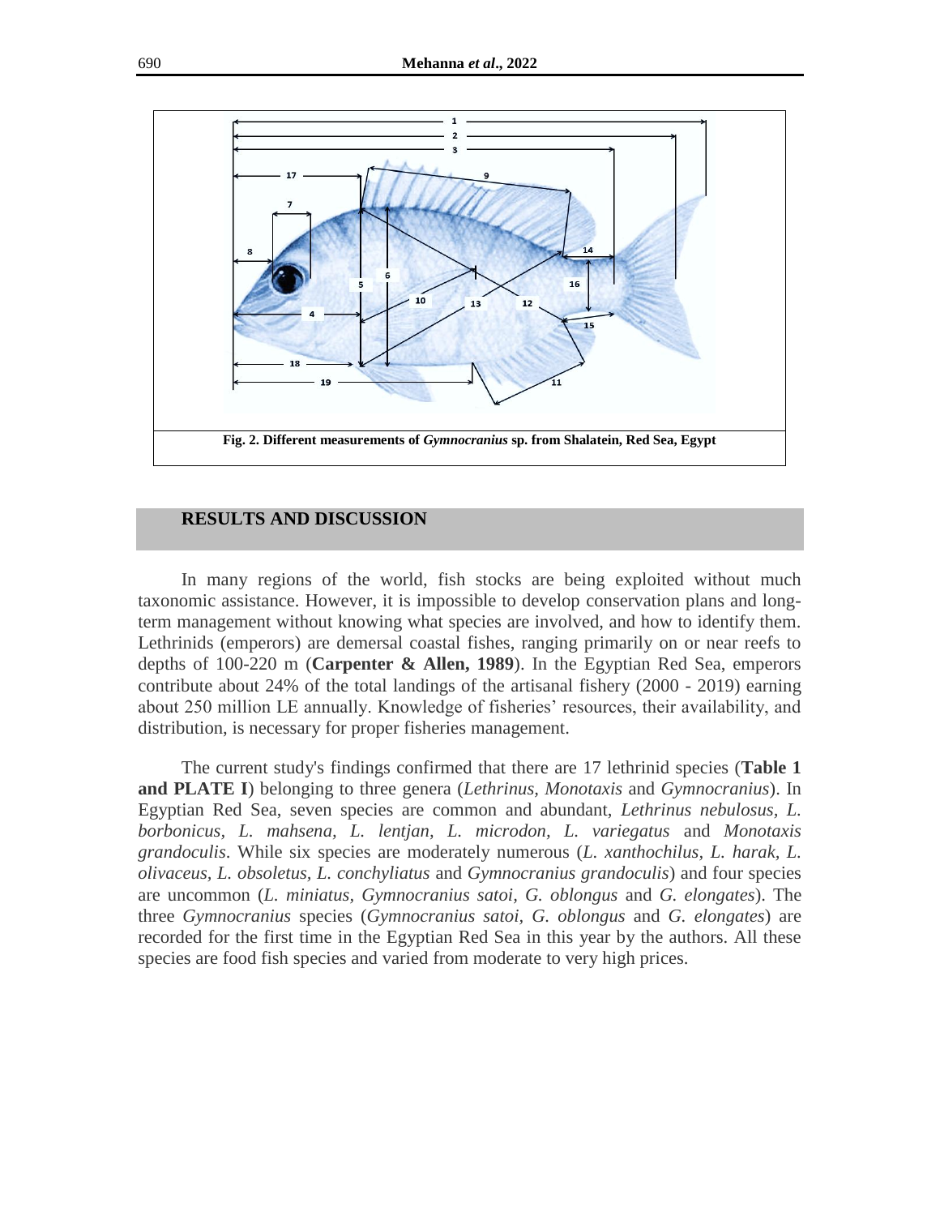Fig. 2. Different measurements of *Gymnocranius* sp. from Shalatein, Red Sea, Egypt

## RESULTS AND DISCUSSION

In many regions of the world, fish stocks are being exploited without much taxonomic assistance. However, it is impossible to develop conservation plans and long-term management without knowing what species are involved, and how to identify them. Lethrinids (emperors) are demersal coastal fishes, ranging primarily on or near reefs to depths of 100-220 m (**Carpenter & Allen, 1989**). In the Egyptian Red Sea, emperors contribute about 24% of the total landings of the artisanal fishery (2000 - 2019) earning about 250 million LE annually. Knowledge of fisheries' resources, their availability, and distribution, is necessary for proper fisheries management.

The current study's findings confirmed that there are 17 lethrinid species (**Table 1 and PLATE I**) belonging to three genera (*Lethrinus*, *Monotaxis* and *Gymnocranius*). In Egyptian Red Sea, seven species are common and abundant, *Lethrinus nebulosus, L. borbonicus, L. mahsena, L. lentjan, L. microdon, L. variegatus* and *Monotaxis grandoculis*. While six species are moderately numerous (*L. xanthochilus, L. harak, L. olivaceus, L. obsoletus, L. conchyliatus* and *Gymnocranius grandoculis*) and four species are uncommon (*L. miniatus, Gymnocranius satoi, G. oblongus* and *G. elongates*). The three *Gymnocranius* species (*Gymnocranius satoi, G. oblongus* and *G. elongates*) are recorded for the first time in the Egyptian Red Sea in this year by the authors. All these species are food fish species and varied from moderate to very high prices.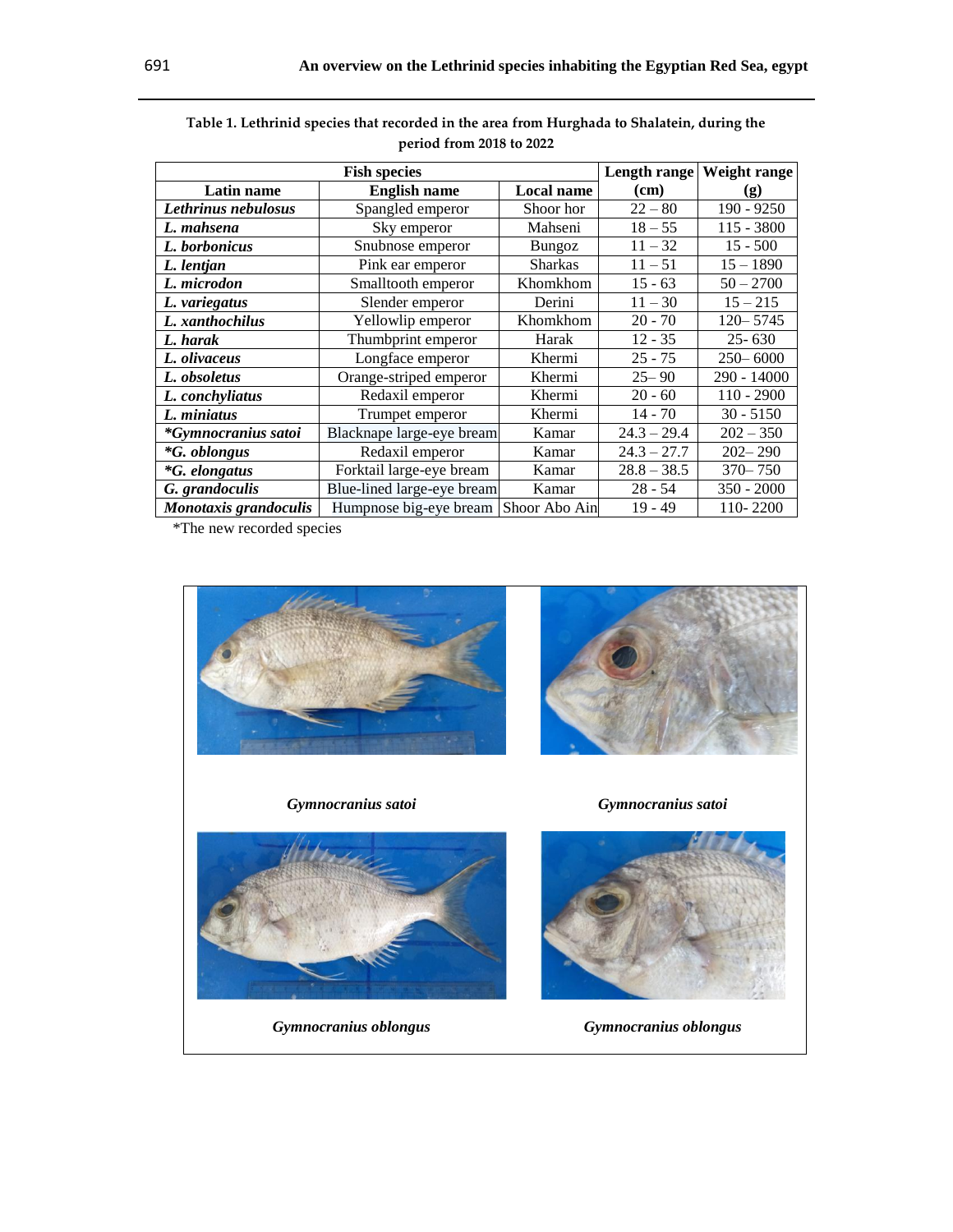**Table 1. Lethrinid species that recorded in the area from Hurghada to Shalatein, during the period from 2018 to 2022**

| Fish species | | | Length range (cm) | Weight range (g) |
|---|---|---|---|---|
| **Latin name** | **English name** | **Local name** | | |
| ***Lethrinus nebulosus*** | Spangled emperor | Shoor hor | 22 – 80 | 190 - 9250 |
| ***L. mahsena*** | Sky emperor | Mahseni | 18 – 55 | 115 - 3800 |
| ***L. borbonicus*** | Snubnose emperor | Bungoz | 11 – 32 | 15 - 500 |
| ***L. lentjan*** | Pink ear emperor | Sharkas | 11 – 51 | 15 – 1890 |
| ***L. microdon*** | Smalltooth emperor | Khomkhom | 15 - 63 | 50 – 2700 |
| ***L. variegatus*** | Slender emperor | Derini | 11 – 30 | 15 – 215 |
| ***L. xanthochilus*** | Yellowlip emperor | Khomkhom | 20 - 70 | 120– 5745 |
| ***L. harak*** | Thumbprint emperor | Harak | 12 - 35 | 25- 630 |
| ***L. olivaceus*** | Longface emperor | Khermi | 25 - 75 | 250– 6000 |
| ***L. obsoletus*** | Orange-striped emperor | Khermi | 25– 90 | 290 - 14000 |
| ***L. conchyliatus*** | Redaxil emperor | Khermi | 20 - 60 | 110 - 2900 |
| ***L. miniatus*** | Trumpet emperor | Khermi | 14 - 70 | 30 - 5150 |
| ***\*Gymnocranius satoi*** | Blacknape large-eye bream | Kamar | 24.3 – 29.4 | 202 – 350 |
| ***\*G. oblongus*** | Redaxil emperor | Kamar | 24.3 – 27.7 | 202– 290 |
| ***\*G. elongatus*** | Forktail large-eye bream | Kamar | 28.8 – 38.5 | 370– 750 |
| ***G. grandoculis*** | Blue-lined large-eye bream | Kamar | 28 - 54 | 350 - 2000 |
| ***Monotaxis grandoculis*** | Humpnose big-eye bream | Shoor Abo Ain | 19 - 49 | 110- 2200 |

*The new recorded species

*Gymnocranius satoi* *Gymnocranius satoi*

*Gymnocranius oblongus* *Gymnocranius oblongus*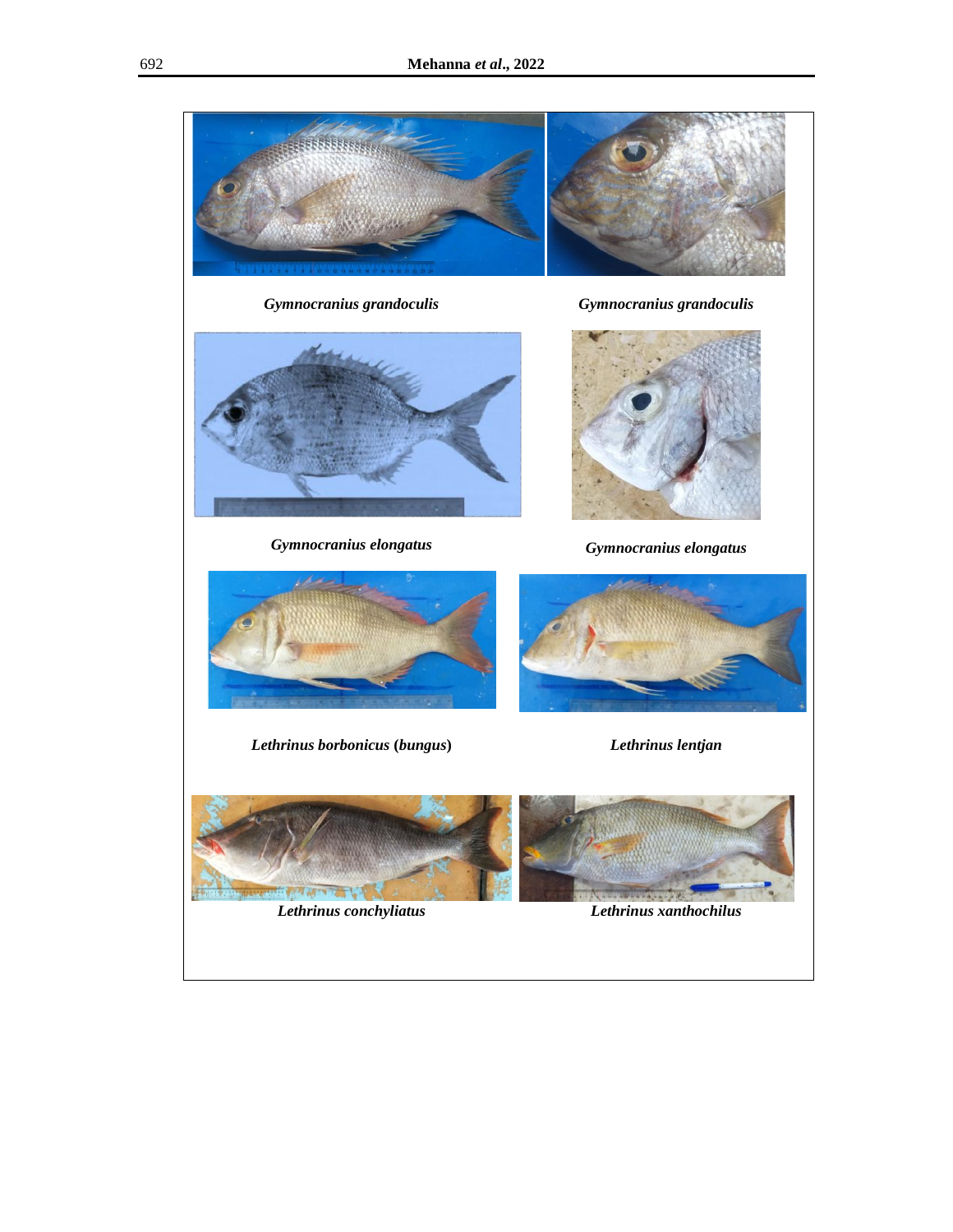*Gymnocranius grandoculis*

*Gymnocranius grandoculis*

*Gymnocranius elongatus*

*Gymnocranius elongatus*

*Lethrinus borbonicus* (*bungus*)

*Lethrinus lentjan*

*Lethrinus conchyliatus*

*Lethrinus xanthochilus*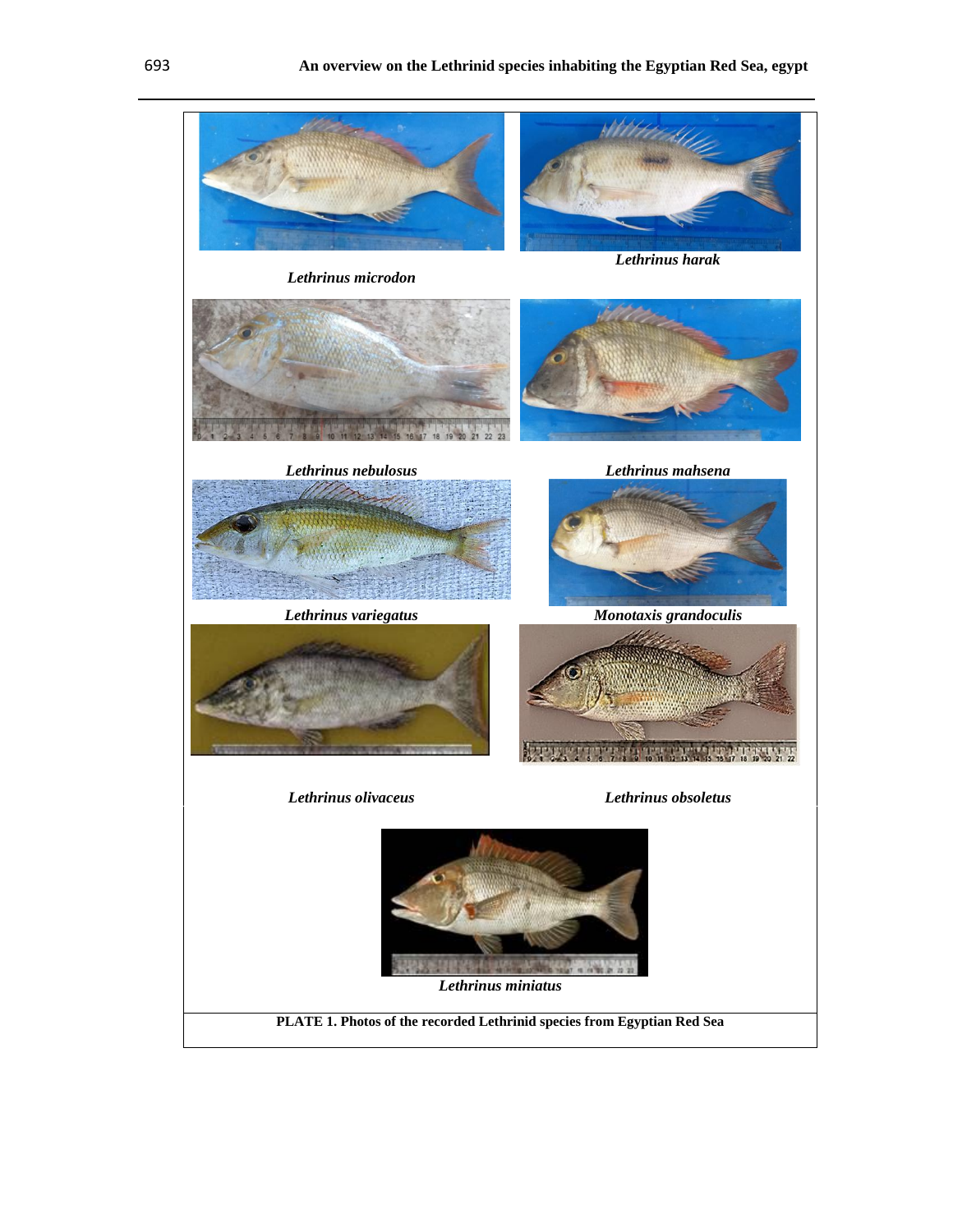*Lethrinus microdon*

*Lethrinus harak*

*Lethrinus nebulosus*

*Lethrinus mahsena*

*Lethrinus variegatus*

*Monotaxis grandoculis*

*Lethrinus olivaceus*

*Lethrinus obsoletus*

*Lethrinus miniatus*

**PLATE 1. Photos of the recorded Lethrinid species from Egyptian Red Sea**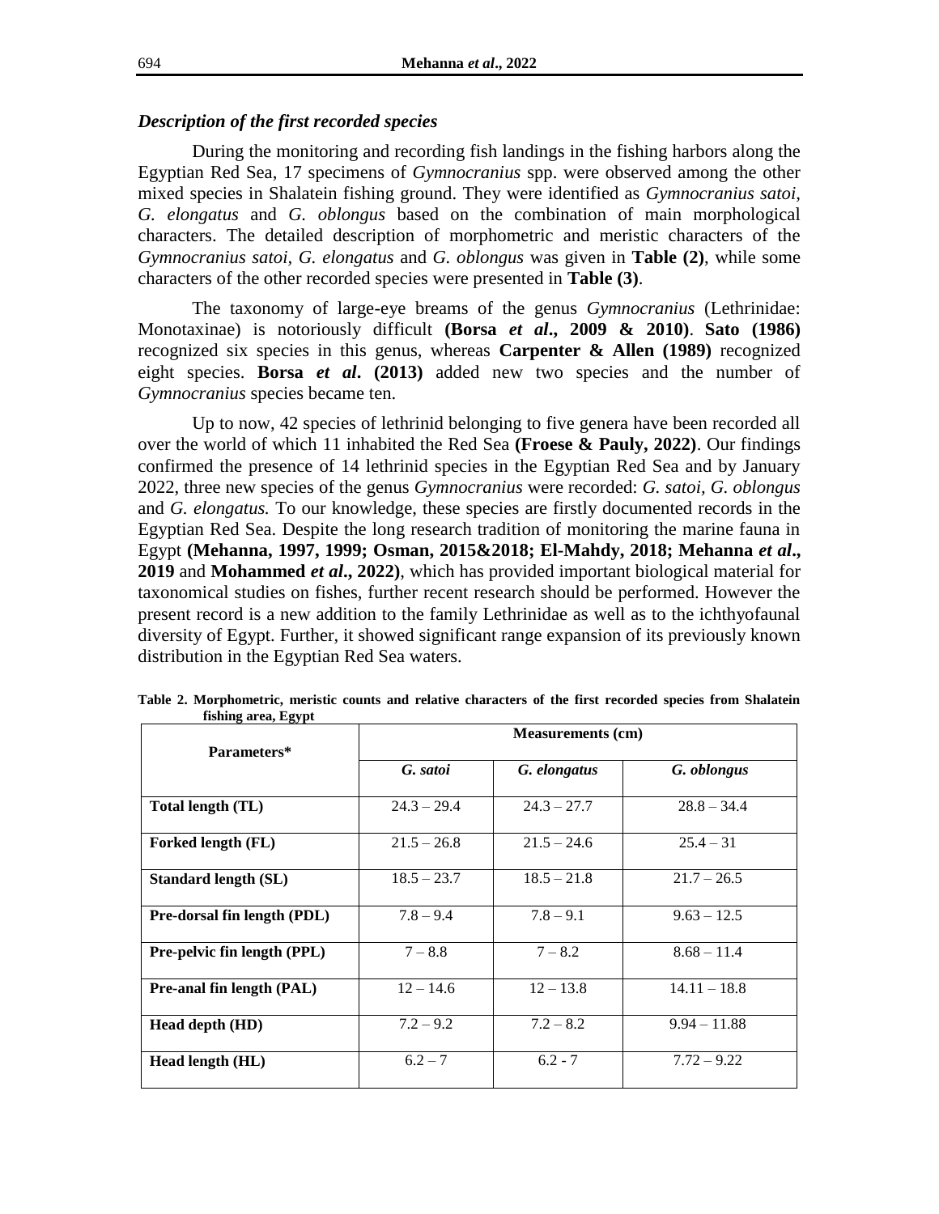### *Description of the first recorded species*

During the monitoring and recording fish landings in the fishing harbors along the Egyptian Red Sea, 17 specimens of *Gymnocranius* spp. were observed among the other mixed species in Shalatein fishing ground. They were identified as *Gymnocranius satoi*, *G. elongatus* and *G. oblongus* based on the combination of main morphological characters. The detailed description of morphometric and meristic characters of the *Gymnocranius satoi*, *G. elongatus* and *G. oblongus* was given in **Table (2)**, while some characters of the other recorded species were presented in **Table (3)**.

The taxonomy of large-eye breams of the genus *Gymnocranius* (Lethrinidae: Monotaxinae) is notoriously difficult **(Borsa *et al*., 2009 & 2010)**. **Sato (1986)** recognized six species in this genus, whereas **Carpenter & Allen (1989)** recognized eight species. **Borsa *et al*. (2013)** added new two species and the number of *Gymnocranius* species became ten.

Up to now, 42 species of lethrinid belonging to five genera have been recorded all over the world of which 11 inhabited the Red Sea **(Froese & Pauly, 2022)**. Our findings confirmed the presence of 14 lethrinid species in the Egyptian Red Sea and by January 2022, three new species of the genus *Gymnocranius* were recorded: *G. satoi*, *G. oblongus* and *G. elongatus.* To our knowledge, these species are firstly documented records in the Egyptian Red Sea. Despite the long research tradition of monitoring the marine fauna in Egypt **(Mehanna, 1997, 1999; Osman, 2015&2018; El-Mahdy, 2018; Mehanna *et al*., 2019** and **Mohammed *et al*., 2022)**, which has provided important biological material for taxonomical studies on fishes, further recent research should be performed. However the present record is a new addition to the family Lethrinidae as well as to the ichthyofaunal diversity of Egypt. Further, it showed significant range expansion of its previously known distribution in the Egyptian Red Sea waters.

**Table 2. Morphometric, meristic counts and relative characters of the first recorded species from Shalatein fishing area, Egypt**

| Parameters* | Measurements (cm) | | |
|---|---|---|---|
| | *G. satoi* | *G. elongatus* | *G. oblongus* |
| **Total length (TL)** | 24.3 – 29.4 | 24.3 – 27.7 | 28.8 – 34.4 |
| **Forked length (FL)** | 21.5 – 26.8 | 21.5 – 24.6 | 25.4 – 31 |
| **Standard length (SL)** | 18.5 – 23.7 | 18.5 – 21.8 | 21.7 – 26.5 |
| **Pre-dorsal fin length (PDL)** | 7.8 – 9.4 | 7.8 – 9.1 | 9.63 – 12.5 |
| **Pre-pelvic fin length (PPL)** | 7 – 8.8 | 7 – 8.2 | 8.68 – 11.4 |
| **Pre-anal fin length (PAL)** | 12 – 14.6 | 12 – 13.8 | 14.11 – 18.8 |
| **Head depth (HD)** | 7.2 – 9.2 | 7.2 – 8.2 | 9.94 – 11.88 |
| **Head length (HL)** | 6.2 – 7 | 6.2 - 7 | 7.72 – 9.22 |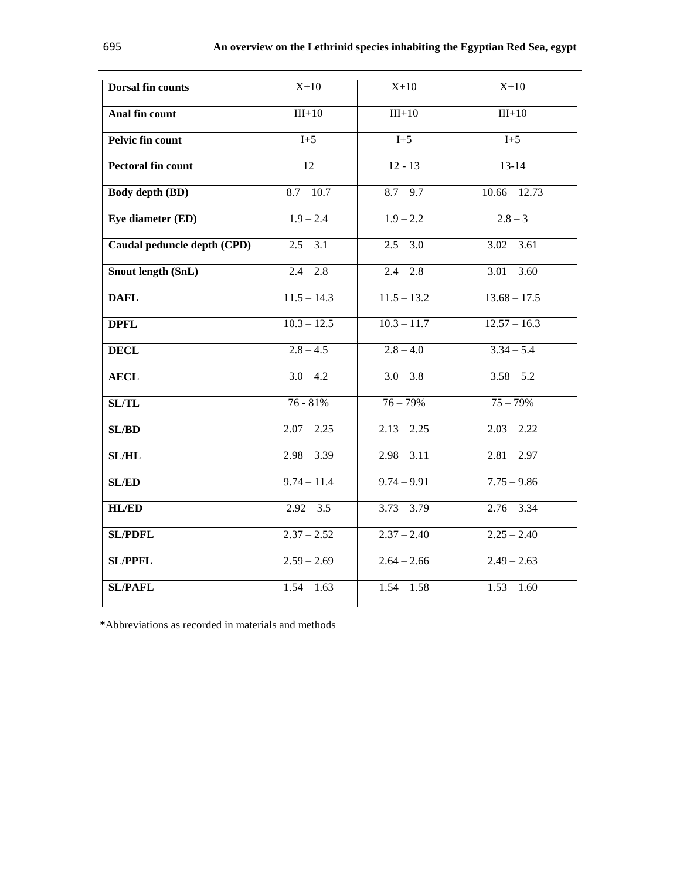| Dorsal fin counts | X+10 | X+10 | X+10 |
|---|---|---|---|
| **Anal fin count** | III+10 | III+10 | III+10 |
| **Pelvic fin count** | I+5 | I+5 | I+5 |
| **Pectoral fin count** | 12 | 12 - 13 | 13-14 |
| **Body depth (BD)** | 8.7 – 10.7 | 8.7 – 9.7 | 10.66 – 12.73 |
| **Eye diameter (ED)** | 1.9 – 2.4 | 1.9 – 2.2 | 2.8 – 3 |
| **Caudal peduncle depth (CPD)** | 2.5 – 3.1 | 2.5 – 3.0 | 3.02 – 3.61 |
| **Snout length (SnL)** | 2.4 – 2.8 | 2.4 – 2.8 | 3.01 – 3.60 |
| **DAFL** | 11.5 – 14.3 | 11.5 – 13.2 | 13.68 – 17.5 |
| **DPFL** | 10.3 – 12.5 | 10.3 – 11.7 | 12.57 – 16.3 |
| **DECL** | 2.8 – 4.5 | 2.8 – 4.0 | 3.34 – 5.4 |
| **AECL** | 3.0 – 4.2 | 3.0 – 3.8 | 3.58 – 5.2 |
| **SL/TL** | 76 - 81% | 76 – 79% | 75 – 79% |
| **SL/BD** | 2.07 – 2.25 | 2.13 – 2.25 | 2.03 – 2.22 |
| **SL/HL** | 2.98 – 3.39 | 2.98 – 3.11 | 2.81 – 2.97 |
| **SL/ED** | 9.74 – 11.4 | 9.74 – 9.91 | 7.75 – 9.86 |
| **HL/ED** | 2.92 – 3.5 | 3.73 – 3.79 | 2.76 – 3.34 |
| **SL/PDFL** | 2.37 – 2.52 | 2.37 – 2.40 | 2.25 – 2.40 |
| **SL/PPFL** | 2.59 – 2.69 | 2.64 – 2.66 | 2.49 – 2.63 |
| **SL/PAFL** | 1.54 – 1.63 | 1.54 – 1.58 | 1.53 – 1.60 |

**\***Abbreviations as recorded in materials and methods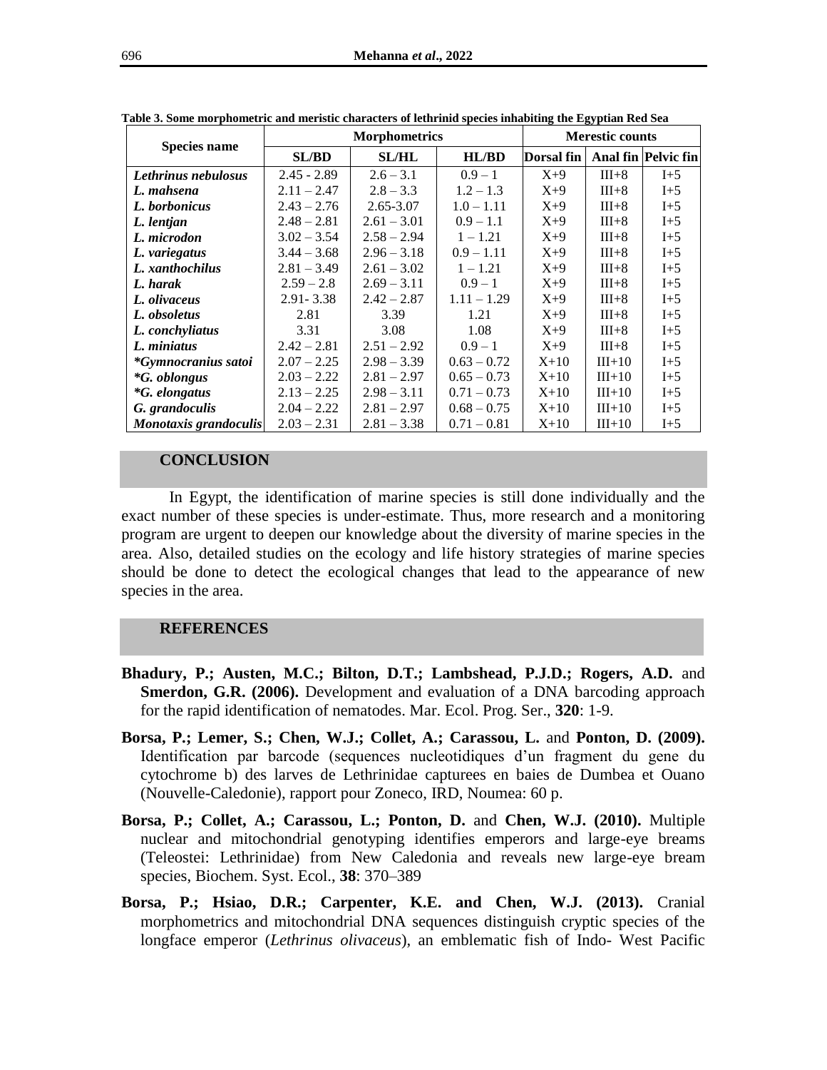**Table 3. Some morphometric and meristic characters of lethrinid species inhabiting the Egyptian Red Sea**

| Species name | Morphometrics | | | Merestic counts | | |
|---|---|---|---|---|---|---|
| | SL/BD | SL/HL | HL/BD | Dorsal fin | Anal fin | Pelvic fin |
| *Lethrinus nebulosus* | 2.45 - 2.89 | 2.6 – 3.1 | 0.9 – 1 | X+9 | III+8 | I+5 |
| *L. mahsena* | 2.11 – 2.47 | 2.8 – 3.3 | 1.2 – 1.3 | X+9 | III+8 | I+5 |
| *L. borbonicus* | 2.43 – 2.76 | 2.65-3.07 | 1.0 – 1.11 | X+9 | III+8 | I+5 |
| *L. lentjan* | 2.48 – 2.81 | 2.61 – 3.01 | 0.9 – 1.1 | X+9 | III+8 | I+5 |
| *L. microdon* | 3.02 – 3.54 | 2.58 – 2.94 | 1 – 1.21 | X+9 | III+8 | I+5 |
| *L. variegatus* | 3.44 – 3.68 | 2.96 – 3.18 | 0.9 – 1.11 | X+9 | III+8 | I+5 |
| *L. xanthochilus* | 2.81 – 3.49 | 2.61 – 3.02 | 1 – 1.21 | X+9 | III+8 | I+5 |
| *L. harak* | 2.59 – 2.8 | 2.69 – 3.11 | 0.9 – 1 | X+9 | III+8 | I+5 |
| *L. olivaceus* | 2.91- 3.38 | 2.42 – 2.87 | 1.11 – 1.29 | X+9 | III+8 | I+5 |
| *L. obsoletus* | 2.81 | 3.39 | 1.21 | X+9 | III+8 | I+5 |
| *L. conchyliatus* | 3.31 | 3.08 | 1.08 | X+9 | III+8 | I+5 |
| *L. miniatus* | 2.42 – 2.81 | 2.51 – 2.92 | 0.9 – 1 | X+9 | III+8 | I+5 |
| *\*Gymnocranius satoi* | 2.07 – 2.25 | 2.98 – 3.39 | 0.63 – 0.72 | X+10 | III+10 | I+5 |
| *\*G. oblongus* | 2.03 – 2.22 | 2.81 – 2.97 | 0.65 – 0.73 | X+10 | III+10 | I+5 |
| *\*G. elongatus* | 2.13 – 2.25 | 2.98 – 3.11 | 0.71 – 0.73 | X+10 | III+10 | I+5 |
| *G. grandoculis* | 2.04 – 2.22 | 2.81 – 2.97 | 0.68 – 0.75 | X+10 | III+10 | I+5 |
| *Monotaxis grandoculis* | 2.03 – 2.31 | 2.81 – 3.38 | 0.71 – 0.81 | X+10 | III+10 | I+5 |

## CONCLUSION

In Egypt, the identification of marine species is still done individually and the exact number of these species is under-estimate. Thus, more research and a monitoring program are urgent to deepen our knowledge about the diversity of marine species in the area. Also, detailed studies on the ecology and life history strategies of marine species should be done to detect the ecological changes that lead to the appearance of new species in the area.

## REFERENCES

**Bhadury, P.; Austen, M.C.; Bilton, D.T.; Lambshead, P.J.D.; Rogers, A.D.** and **Smerdon, G.R. (2006).** Development and evaluation of a DNA barcoding approach for the rapid identification of nematodes. Mar. Ecol. Prog. Ser., **320**: 1-9.

**Borsa, P.; Lemer, S.; Chen, W.J.; Collet, A.; Carassou, L.** and **Ponton, D. (2009).** Identification par barcode (sequences nucleotidiques d'un fragment du gene du cytochrome b) des larves de Lethrinidae capturees en baies de Dumbea et Ouano (Nouvelle-Caledonie), rapport pour Zoneco, IRD, Noumea: 60 p.

**Borsa, P.; Collet, A.; Carassou, L.; Ponton, D.** and **Chen, W.J. (2010).** Multiple nuclear and mitochondrial genotyping identifies emperors and large-eye breams (Teleostei: Lethrinidae) from New Caledonia and reveals new large-eye bream species, Biochem. Syst. Ecol., **38**: 370–389

**Borsa, P.; Hsiao, D.R.; Carpenter, K.E. and Chen, W.J. (2013).** Cranial morphometrics and mitochondrial DNA sequences distinguish cryptic species of the longface emperor (*Lethrinus olivaceus*), an emblematic fish of Indo- West Pacific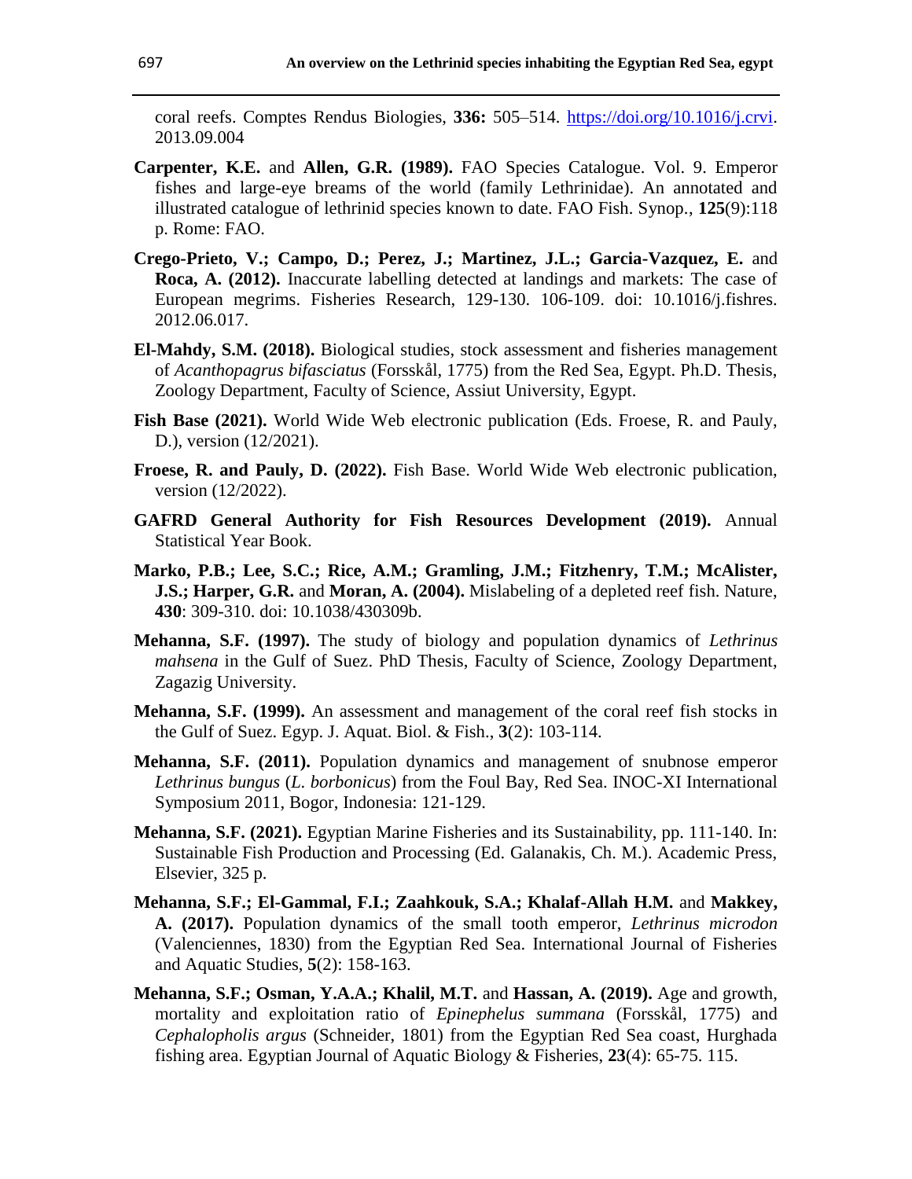coral reefs. Comptes Rendus Biologies, **336:** 505–514. https://doi.org/10.1016/j.crvi. 2013.09.004

**Carpenter, K.E.** and **Allen, G.R. (1989).** FAO Species Catalogue. Vol. 9. Emperor fishes and large-eye breams of the world (family Lethrinidae). An annotated and illustrated catalogue of lethrinid species known to date. FAO Fish. Synop., **125**(9):118 p. Rome: FAO.

**Crego-Prieto, V.; Campo, D.; Perez, J.; Martinez, J.L.; Garcia-Vazquez, E.** and **Roca, A. (2012).** Inaccurate labelling detected at landings and markets: The case of European megrims. Fisheries Research, 129-130. 106-109. doi: 10.1016/j.fishres. 2012.06.017.

**El-Mahdy, S.M. (2018).** Biological studies, stock assessment and fisheries management of *Acanthopagrus bifasciatus* (Forsskål, 1775) from the Red Sea, Egypt. Ph.D. Thesis, Zoology Department, Faculty of Science, Assiut University, Egypt.

**Fish Base (2021).** World Wide Web electronic publication (Eds. Froese, R. and Pauly, D.), version (12/2021).

**Froese, R. and Pauly, D. (2022).** Fish Base. World Wide Web electronic publication, version (12/2022).

**GAFRD General Authority for Fish Resources Development (2019).** Annual Statistical Year Book.

**Marko, P.B.; Lee, S.C.; Rice, A.M.; Gramling, J.M.; Fitzhenry, T.M.; McAlister, J.S.; Harper, G.R.** and **Moran, A. (2004).** Mislabeling of a depleted reef fish. Nature, **430**: 309-310. doi: 10.1038/430309b.

**Mehanna, S.F. (1997).** The study of biology and population dynamics of *Lethrinus mahsena* in the Gulf of Suez. PhD Thesis, Faculty of Science, Zoology Department, Zagazig University.

**Mehanna, S.F. (1999).** An assessment and management of the coral reef fish stocks in the Gulf of Suez. Egyp. J. Aquat. Biol. & Fish., **3**(2): 103-114.

**Mehanna, S.F. (2011).** Population dynamics and management of snubnose emperor *Lethrinus bungus* (*L. borbonicus*) from the Foul Bay, Red Sea. INOC-XI International Symposium 2011, Bogor, Indonesia: 121-129.

**Mehanna, S.F. (2021).** Egyptian Marine Fisheries and its Sustainability, pp. 111-140. In: Sustainable Fish Production and Processing (Ed. Galanakis, Ch. M.). Academic Press, Elsevier, 325 p.

**Mehanna, S.F.; El-Gammal, F.I.; Zaahkouk, S.A.; Khalaf-Allah H.M.** and **Makkey, A. (2017).** Population dynamics of the small tooth emperor, *Lethrinus microdon* (Valenciennes, 1830) from the Egyptian Red Sea. International Journal of Fisheries and Aquatic Studies, **5**(2): 158-163.

**Mehanna, S.F.; Osman, Y.A.A.; Khalil, M.T.** and **Hassan, A. (2019).** Age and growth, mortality and exploitation ratio of *Epinephelus summana* (Forsskål, 1775) and *Cephalopholis argus* (Schneider, 1801) from the Egyptian Red Sea coast, Hurghada fishing area. Egyptian Journal of Aquatic Biology & Fisheries, **23**(4): 65-75. 115.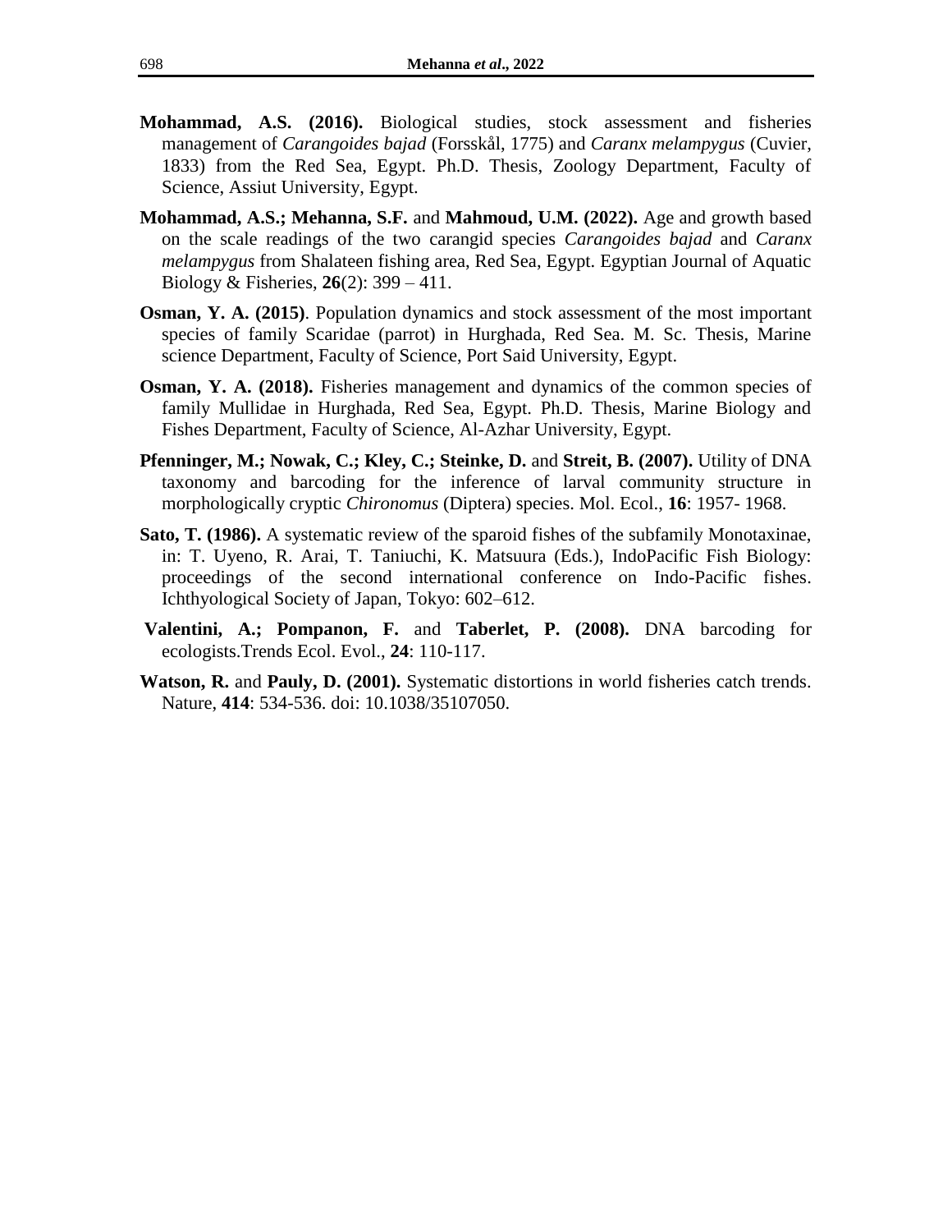**Mohammad, A.S. (2016).** Biological studies, stock assessment and fisheries management of *Carangoides bajad* (Forsskål, 1775) and *Caranx melampygus* (Cuvier, 1833) from the Red Sea, Egypt. Ph.D. Thesis, Zoology Department, Faculty of Science, Assiut University, Egypt.

**Mohammad, A.S.; Mehanna, S.F.** and **Mahmoud, U.M. (2022).** Age and growth based on the scale readings of the two carangid species *Carangoides bajad* and *Caranx melampygus* from Shalateen fishing area, Red Sea, Egypt. Egyptian Journal of Aquatic Biology & Fisheries, **26**(2): 399 – 411.

**Osman, Y. A. (2015)**. Population dynamics and stock assessment of the most important species of family Scaridae (parrot) in Hurghada, Red Sea. M. Sc. Thesis, Marine science Department, Faculty of Science, Port Said University, Egypt.

**Osman, Y. A. (2018).** Fisheries management and dynamics of the common species of family Mullidae in Hurghada, Red Sea, Egypt. Ph.D. Thesis, Marine Biology and Fishes Department, Faculty of Science, Al-Azhar University, Egypt.

**Pfenninger, M.; Nowak, C.; Kley, C.; Steinke, D.** and **Streit, B. (2007).** Utility of DNA taxonomy and barcoding for the inference of larval community structure in morphologically cryptic *Chironomus* (Diptera) species. Mol. Ecol., **16**: 1957- 1968.

**Sato, T. (1986).** A systematic review of the sparoid fishes of the subfamily Monotaxinae, in: T. Uyeno, R. Arai, T. Taniuchi, K. Matsuura (Eds.), IndoPacific Fish Biology: proceedings of the second international conference on Indo-Pacific fishes. Ichthyological Society of Japan, Tokyo: 602–612.

**Valentini, A.; Pompanon, F.** and **Taberlet, P. (2008).** DNA barcoding for ecologists.Trends Ecol. Evol., **24**: 110-117.

**Watson, R.** and **Pauly, D. (2001).** Systematic distortions in world fisheries catch trends. Nature, **414**: 534-536. doi: 10.1038/35107050.